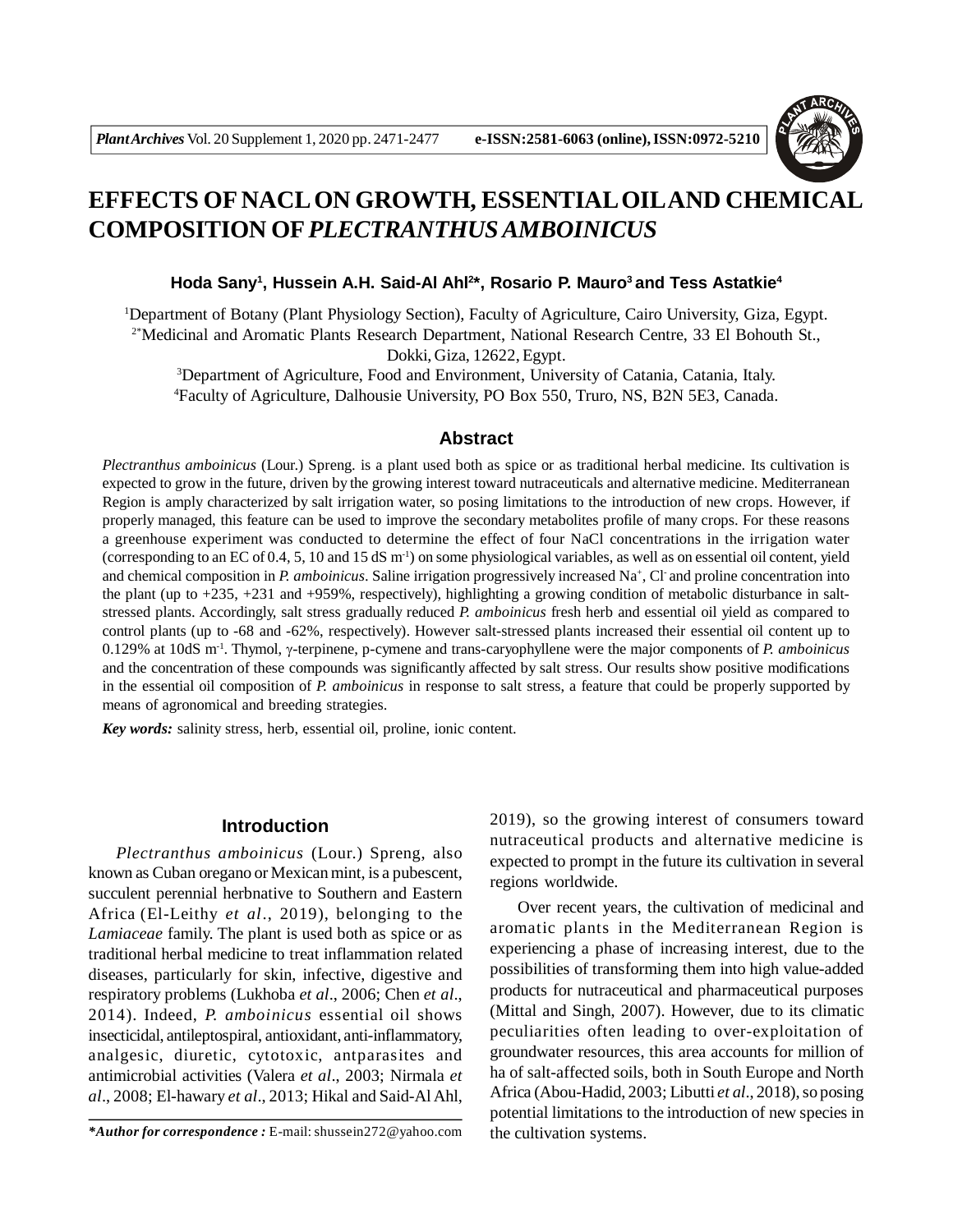# EFFECTS OF NACL ON GROWTH, ESSENTIAL OIL AND CHEMICAL COMPOSITION OF *PLECTRANTHUS AMBOINICUS*

**Hoda Sany[1], Hussein A.H. Said-Al Ahl[2*], Rosario P. Mauro[3] and Tess Astatkie[4]**

[1]Department of Botany (Plant Physiology Section), Faculty of Agriculture, Cairo University, Giza, Egypt.
[2*]Medicinal and Aromatic Plants Research Department, National Research Centre, 33 El Bohouth St., Dokki, Giza, 12622, Egypt.
[3]Department of Agriculture, Food and Environment, University of Catania, Catania, Italy.
[4]Faculty of Agriculture, Dalhousie University, PO Box 550, Truro, NS, B2N 5E3, Canada.

## Abstract

*Plectranthus amboinicus* (Lour.) Spreng. is a plant used both as spice or as traditional herbal medicine. Its cultivation is expected to grow in the future, driven by the growing interest toward nutraceuticals and alternative medicine. Mediterranean Region is amply characterized by salt irrigation water, so posing limitations to the introduction of new crops. However, if properly managed, this feature can be used to improve the secondary metabolites profile of many crops. For these reasons a greenhouse experiment was conducted to determine the effect of four NaCl concentrations in the irrigation water (corresponding to an EC of 0.4, 5, 10 and 15 dS $m^{-1}$) on some physiological variables, as well as on essential oil content, yield and chemical composition in *P. amboinicus*. Saline irrigation progressively increased $Na^+$, $Cl^-$ and proline concentration into the plant (up to +235, +231 and +959%, respectively), highlighting a growing condition of metabolic disturbance in salt-stressed plants. Accordingly, salt stress gradually reduced *P. amboinicus* fresh herb and essential oil yield as compared to control plants (up to -68 and -62%, respectively). However salt-stressed plants increased their essential oil content up to 0.129% at 10dS $m^{-1}$. Thymol, γ-terpinene, p-cymene and trans-caryophyllene were the major components of *P. amboinicus* and the concentration of these compounds was significantly affected by salt stress. Our results show positive modifications in the essential oil composition of *P. amboinicus* in response to salt stress, a feature that could be properly supported by means of agronomical and breeding strategies.

***Key words:*** salinity stress, herb, essential oil, proline, ionic content.

## Introduction

*Plectranthus amboinicus* (Lour.) Spreng, also known as Cuban oregano or Mexican mint, is a pubescent, succulent perennial herbnative to Southern and Eastern Africa (El-Leithy *et al*., 2019), belonging to the *Lamiaceae* family. The plant is used both as spice or as traditional herbal medicine to treat inflammation related diseases, particularly for skin, infective, digestive and respiratory problems (Lukhoba *et al*., 2006; Chen *et al*., 2014). Indeed, *P. amboinicus* essential oil shows insecticidal, antileptospiral, antioxidant, anti-inflammatory, analgesic, diuretic, cytotoxic, antparasites and antimicrobial activities (Valera *et al*., 2003; Nirmala *et al*., 2008; El-hawary *et al*., 2013; Hikal and Said-Al Ahl, 2019), so the growing interest of consumers toward nutraceutical products and alternative medicine is expected to prompt in the future its cultivation in several regions worldwide.

Over recent years, the cultivation of medicinal and aromatic plants in the Mediterranean Region is experiencing a phase of increasing interest, due to the possibilities of transforming them into high value-added products for nutraceutical and pharmaceutical purposes (Mittal and Singh, 2007). However, due to its climatic peculiarities often leading to over-exploitation of groundwater resources, this area accounts for million of ha of salt-affected soils, both in South Europe and North Africa (Abou-Hadid, 2003; Libutti *et al*., 2018), so posing potential limitations to the introduction of new species in the cultivation systems.

***Author for correspondence :** E-mail: shussein272@yahoo.com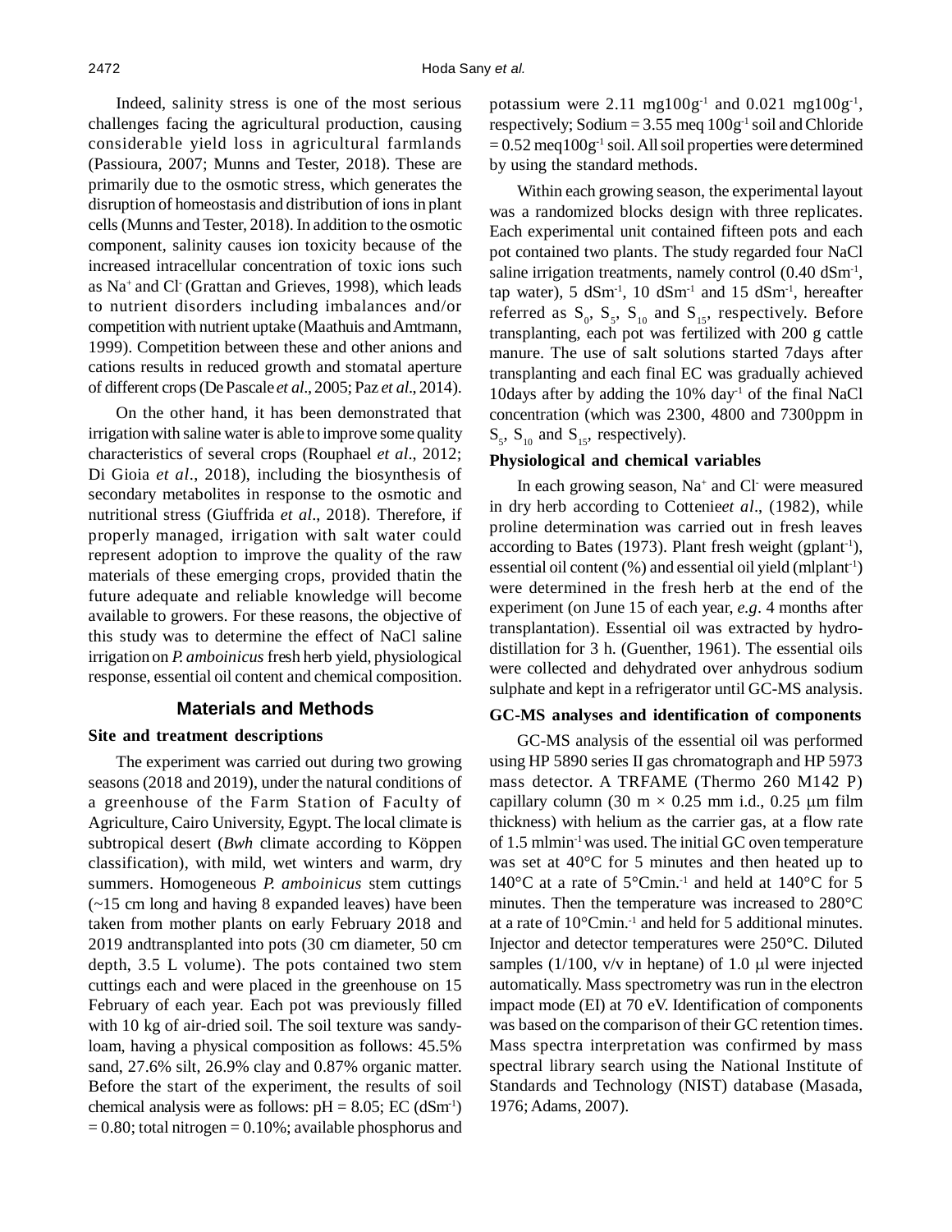Indeed, salinity stress is one of the most serious challenges facing the agricultural production, causing considerable yield loss in agricultural farmlands (Passioura, 2007; Munns and Tester, 2018). These are primarily due to the osmotic stress, which generates the disruption of homeostasis and distribution of ions in plant cells (Munns and Tester, 2018). In addition to the osmotic component, salinity causes ion toxicity because of the increased intracellular concentration of toxic ions such as $Na^+$ and $Cl^-$ (Grattan and Grieves, 1998), which leads to nutrient disorders including imbalances and/or competition with nutrient uptake (Maathuis and Amtmann, 1999). Competition between these and other anions and cations results in reduced growth and stomatal aperture of different crops (De Pascale *et al*., 2005; Paz *et al*., 2014).

On the other hand, it has been demonstrated that irrigation with saline water is able to improve some quality characteristics of several crops (Rouphael *et al*., 2012; Di Gioia *et al*., 2018), including the biosynthesis of secondary metabolites in response to the osmotic and nutritional stress (Giuffrida *et al*., 2018). Therefore, if properly managed, irrigation with salt water could represent adoption to improve the quality of the raw materials of these emerging crops, provided thatin the future adequate and reliable knowledge will become available to growers. For these reasons, the objective of this study was to determine the effect of NaCl saline irrigation on *P. amboinicus* fresh herb yield, physiological response, essential oil content and chemical composition.

## Materials and Methods

### Site and treatment descriptions

The experiment was carried out during two growing seasons (2018 and 2019), under the natural conditions of a greenhouse of the Farm Station of Faculty of Agriculture, Cairo University, Egypt. The local climate is subtropical desert (*Bwh* climate according to Köppen classification), with mild, wet winters and warm, dry summers. Homogeneous *P. amboinicus* stem cuttings (~15 cm long and having 8 expanded leaves) have been taken from mother plants on early February 2018 and 2019 andtransplanted into pots (30 cm diameter, 50 cm depth, 3.5 L volume). The pots contained two stem cuttings each and were placed in the greenhouse on 15 February of each year. Each pot was previously filled with 10 kg of air-dried soil. The soil texture was sandy-loam, having a physical composition as follows: 45.5% sand, 27.6% silt, 26.9% clay and 0.87% organic matter. Before the start of the experiment, the results of soil chemical analysis were as follows: pH = 8.05; EC ($dSm^{-1}$) = 0.80; total nitrogen = 0.10%; available phosphorus and potassium were 2.11 $mg100g^{-1}$ and 0.021 $mg100g^{-1}$, respectively; Sodium = 3.55 meq $100g^{-1}$ soil and Chloride = 0.52 $meq100g^{-1}$ soil. All soil properties were determined by using the standard methods.

Within each growing season, the experimental layout was a randomized blocks design with three replicates. Each experimental unit contained fifteen pots and each pot contained two plants. The study regarded four NaCl saline irrigation treatments, namely control (0.40 $dSm^{-1}$, tap water), 5 $dSm^{-1}$, 10 $dSm^{-1}$ and 15 $dSm^{-1}$, hereafter referred as $S_0$, $S_5$, $S_{10}$ and $S_{15}$, respectively. Before transplanting, each pot was fertilized with 200 g cattle manure. The use of salt solutions started 7days after transplanting and each final EC was gradually achieved 10days after by adding the 10% $day^{-1}$ of the final NaCl concentration (which was 2300, 4800 and 7300ppm in $S_5$, $S_{10}$ and $S_{15}$, respectively).

### Physiological and chemical variables

In each growing season, $Na^+$ and $Cl^-$ were measured in dry herb according to Cottenie*et al*., (1982), while proline determination was carried out in fresh leaves according to Bates (1973). Plant fresh weight ($gplant^{-1}$), essential oil content (%) and essential oil yield ($mlplant^{-1}$) were determined in the fresh herb at the end of the experiment (on June 15 of each year, *e.g*. 4 months after transplantation). Essential oil was extracted by hydro-distillation for 3 h. (Guenther, 1961). The essential oils were collected and dehydrated over anhydrous sodium sulphate and kept in a refrigerator until GC-MS analysis.

### GC-MS analyses and identification of components

GC-MS analysis of the essential oil was performed using HP 5890 series II gas chromatograph and HP 5973 mass detector. A TRFAME (Thermo 260 M142 P) capillary column (30 m × 0.25 mm i.d., 0.25 μm film thickness) with helium as the carrier gas, at a flow rate of 1.5 $mlmin^{-1}$ was used. The initial GC oven temperature was set at 40°C for 5 minutes and then heated up to 140°C at a rate of 5°Cmin.$^{-1}$ and held at 140°C for 5 minutes. Then the temperature was increased to 280°C at a rate of 10°Cmin.$^{-1}$ and held for 5 additional minutes. Injector and detector temperatures were 250°C. Diluted samples (1/100, v/v in heptane) of 1.0 μl were injected automatically. Mass spectrometry was run in the electron impact mode (EI) at 70 eV. Identification of components was based on the comparison of their GC retention times. Mass spectra interpretation was confirmed by mass spectral library search using the National Institute of Standards and Technology (NIST) database (Masada, 1976; Adams, 2007).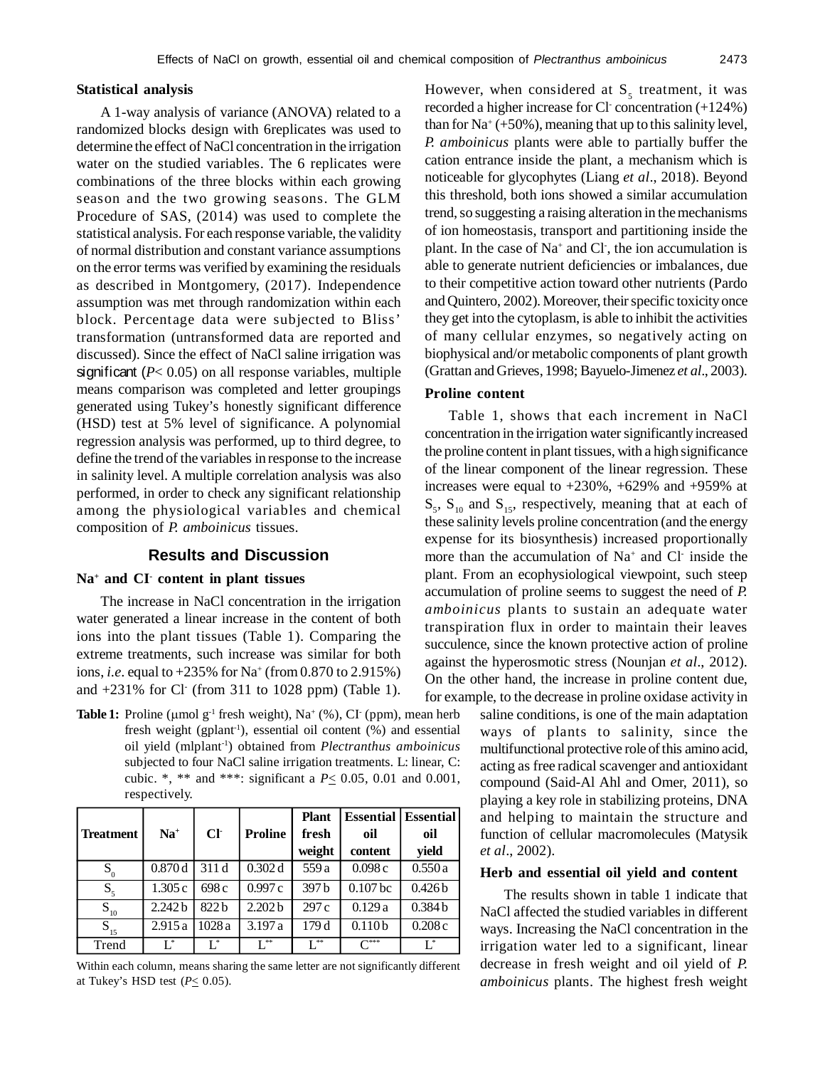### Statistical analysis

A 1-way analysis of variance (ANOVA) related to a randomized blocks design with 6replicates was used to determine the effect of NaCl concentration in the irrigation water on the studied variables. The 6 replicates were combinations of the three blocks within each growing season and the two growing seasons. The GLM Procedure of SAS, (2014) was used to complete the statistical analysis. For each response variable, the validity of normal distribution and constant variance assumptions on the error terms was verified by examining the residuals as described in Montgomery, (2017). Independence assumption was met through randomization within each block. Percentage data were subjected to Bliss' transformation (untransformed data are reported and discussed). Since the effect of NaCl saline irrigation was significant ($P$< 0.05) on all response variables, multiple means comparison was completed and letter groupings generated using Tukey's honestly significant difference (HSD) test at 5% level of significance. A polynomial regression analysis was performed, up to third degree, to define the trend of the variables in response to the increase in salinity level. A multiple correlation analysis was also performed, in order to check any significant relationship among the physiological variables and chemical composition of *P. amboinicus* tissues.

## Results and Discussion

### $Na^+$ and $Cl^-$ content in plant tissues

The increase in NaCl concentration in the irrigation water generated a linear increase in the content of both ions into the plant tissues (Table 1). Comparing the extreme treatments, such increase was similar for both ions, *i.e*. equal to +235% for $Na^+$ (from 0.870 to 2.915%) and +231% for $Cl^-$ (from 311 to 1028 ppm) (Table 1). However, when considered at $S_5$ treatment, it was recorded a higher increase for $Cl^-$ concentration (+124%) than for $Na^+$ (+50%), meaning that up to this salinity level, *P. amboinicus* plants were able to partially buffer the cation entrance inside the plant, a mechanism which is noticeable for glycophytes (Liang *et al*., 2018). Beyond this threshold, both ions showed a similar accumulation trend, so suggesting a raising alteration in the mechanisms of ion homeostasis, transport and partitioning inside the plant. In the case of $Na^+$ and $Cl^-$, the ion accumulation is able to generate nutrient deficiencies or imbalances, due to their competitive action toward other nutrients (Pardo and Quintero, 2002). Moreover, their specific toxicity once they get into the cytoplasm, is able to inhibit the activities of many cellular enzymes, so negatively acting on biophysical and/or metabolic components of plant growth (Grattan and Grieves, 1998; Bayuelo-Jimenez *et al*., 2003).

**Table 1:** Proline (μmol $g^{-1}$ fresh weight), $Na^+$ (%), $Cl^-$ (ppm), mean herb fresh weight (gplant$^{-1}$), essential oil content (%) and essential oil yield (mlplant$^{-1}$) obtained from *Plectranthus amboinicus* subjected to four NaCl saline irrigation treatments. L: linear, C: cubic. *, ** and ***: significant a $P \leq 0.05$, 0.01 and 0.001, respectively.

| Treatment | $Na^+$ | $Cl^-$ | Proline | Plant fresh weight | Essential oil content | Essential oil yield |
|---|---|---|---|---|---|---|
| $S_0$ | 0.870 d | 311 d | 0.302 d | 559 a | 0.098 c | 0.550 a |
| $S_5$ | 1.305 c | 698 c | 0.997 c | 397 b | 0.107 bc | 0.426 b |
| $S_{10}$ | 2.242 b | 822 b | 2.202 b | 297 c | 0.129 a | 0.384 b |
| $S_{15}$ | 2.915 a | 1028 a | 3.197 a | 179 d | 0.110 b | 0.208 c |
| Trend | $L^*$ | $L^*$ | $L^{**}$ | $L^{**}$ | $C^{***}$ | $L^*$ |

Within each column, means sharing the same letter are not significantly different at Tukey's HSD test ($P \leq 0.05$).

### Proline content

Table 1, shows that each increment in NaCl concentration in the irrigation water significantly increased the proline content in plant tissues, with a high significance of the linear component of the linear regression. These increases were equal to +230%, +629% and +959% at $S_5$, $S_{10}$ and $S_{15}$, respectively, meaning that at each of these salinity levels proline concentration (and the energy expense for its biosynthesis) increased proportionally more than the accumulation of $Na^+$ and $Cl^-$ inside the plant. From an ecophysiological viewpoint, such steep accumulation of proline seems to suggest the need of *P. amboinicus* plants to sustain an adequate water transpiration flux in order to maintain their leaves succulence, since the known protective action of proline against the hyperosmotic stress (Nounjan *et al*., 2012). On the other hand, the increase in proline content due, for example, to the decrease in proline oxidase activity in saline conditions, is one of the main adaptation ways of plants to salinity, since the multifunctional protective role of this amino acid, acting as free radical scavenger and antioxidant compound (Said-Al Ahl and Omer, 2011), so playing a key role in stabilizing proteins, DNA and helping to maintain the structure and function of cellular macromolecules (Matysik *et al*., 2002).

### Herb and essential oil yield and content

The results shown in table 1 indicate that NaCl affected the studied variables in different ways. Increasing the NaCl concentration in the irrigation water led to a significant, linear decrease in fresh weight and oil yield of *P. amboinicus* plants. The highest fresh weight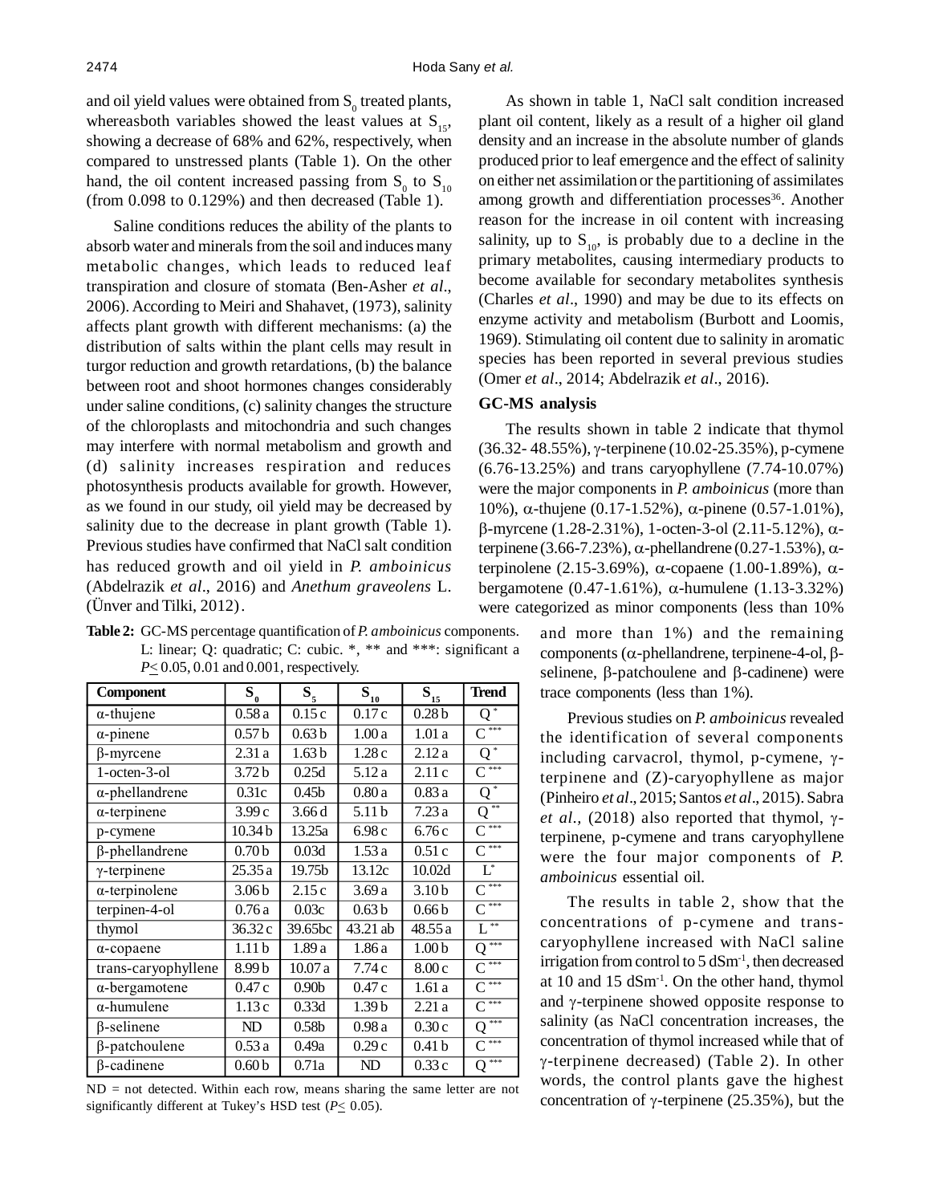and oil yield values were obtained from $S_0$ treated plants, whereasboth variables showed the least values at $S_{15}$, showing a decrease of 68% and 62%, respectively, when compared to unstressed plants (Table 1). On the other hand, the oil content increased passing from $S_0$ to $S_{10}$ (from 0.098 to 0.129%) and then decreased (Table 1).

Saline conditions reduces the ability of the plants to absorb water and minerals from the soil and induces many metabolic changes, which leads to reduced leaf transpiration and closure of stomata (Ben-Asher *et al*., 2006). According to Meiri and Shahavet, (1973), salinity affects plant growth with different mechanisms: (a) the distribution of salts within the plant cells may result in turgor reduction and growth retardations, (b) the balance between root and shoot hormones changes considerably under saline conditions, (c) salinity changes the structure of the chloroplasts and mitochondria and such changes may interfere with normal metabolism and growth and (d) salinity increases respiration and reduces photosynthesis products available for growth. However, as we found in our study, oil yield may be decreased by salinity due to the decrease in plant growth (Table 1). Previous studies have confirmed that NaCl salt condition has reduced growth and oil yield in *P. amboinicus* (Abdelrazik *et al*., 2016) and *Anethum graveolens* L. (Ünver and Tilki, 2012).

**Table 2:** GC-MS percentage quantification of *P. amboinicus* components. L: linear; Q: quadratic; C: cubic. *, ** and ***: significant a $P \leq 0.05$, 0.01 and 0.001, respectively.

| Component | $S_0$ | $S_5$ | $S_{10}$ | $S_{15}$ | Trend |
|---|---|---|---|---|---|
| α-thujene | 0.58 a | 0.15 c | 0.17 c | 0.28 b | Q * |
| α-pinene | 0.57 b | 0.63 b | 1.00 a | 1.01 a | C *** |
| β-myrcene | 2.31 a | 1.63 b | 1.28 c | 2.12 a | Q * |
| 1-octen-3-ol | 3.72 b | 0.25d | 5.12 a | 2.11 c | C *** |
| α-phellandrene | 0.31c | 0.45b | 0.80 a | 0.83 a | Q * |
| α-terpinene | 3.99 c | 3.66 d | 5.11 b | 7.23 a | Q ** |
| p-cymene | 10.34 b | 13.25a | 6.98 c | 6.76 c | C *** |
| β-phellandrene | 0.70 b | 0.03d | 1.53 a | 0.51 c | C *** |
| γ-terpinene | 25.35 a | 19.75b | 13.12c | 10.02d | L* |
| α-terpinolene | 3.06 b | 2.15 c | 3.69 a | 3.10 b | C *** |
| terpinen-4-ol | 0.76 a | 0.03c | 0.63 b | 0.66 b | C *** |
| thymol | 36.32 c | 39.65bc | 43.21 ab | 48.55 a | L ** |
| α-copaene | 1.11 b | 1.89 a | 1.86 a | 1.00 b | Q *** |
| trans-caryophyllene | 8.99 b | 10.07 a | 7.74 c | 8.00 c | C *** |
| α-bergamotene | 0.47 c | 0.90b | 0.47 c | 1.61 a | C *** |
| α-humulene | 1.13 c | 0.33d | 1.39 b | 2.21 a | C *** |
| β-selinene | ND | 0.58b | 0.98 a | 0.30 c | Q *** |
| β-patchoulene | 0.53 a | 0.49a | 0.29 c | 0.41 b | C *** |
| β-cadinene | 0.60 b | 0.71a | ND | 0.33 c | Q *** |

ND = not detected. Within each row, means sharing the same letter are not significantly different at Tukey's HSD test ($P \leq 0.05$).

As shown in table 1, NaCl salt condition increased plant oil content, likely as a result of a higher oil gland density and an increase in the absolute number of glands produced prior to leaf emergence and the effect of salinity on either net assimilation or the partitioning of assimilates among growth and differentiation processes[36]. Another reason for the increase in oil content with increasing salinity, up to $S_{10}$, is probably due to a decline in the primary metabolites, causing intermediary products to become available for secondary metabolites synthesis (Charles *et al*., 1990) and may be due to its effects on enzyme activity and metabolism (Burbott and Loomis, 1969). Stimulating oil content due to salinity in aromatic species has been reported in several previous studies (Omer *et al*., 2014; Abdelrazik *et al*., 2016).

### GC-MS analysis

The results shown in table 2 indicate that thymol (36.32- 48.55%), γ-terpinene (10.02-25.35%), p-cymene (6.76-13.25%) and trans caryophyllene (7.74-10.07%) were the major components in *P. amboinicus* (more than 10%), α-thujene (0.17-1.52%), α-pinene (0.57-1.01%), β-myrcene (1.28-2.31%), 1-octen-3-ol (2.11-5.12%), α-terpinene (3.66-7.23%), α-phellandrene (0.27-1.53%), α-terpinolene (2.15-3.69%), α-copaene (1.00-1.89%), α-bergamotene (0.47-1.61%), α-humulene (1.13-3.32%) were categorized as minor components (less than 10% and more than 1%) and the remaining components (α-phellandrene, terpinene-4-ol, β-selinene, β-patchoulene and β-cadinene) were trace components (less than 1%).

Previous studies on *P. amboinicus* revealed the identification of several components including carvacrol, thymol, p-cymene, γ-terpinene and (Z)-caryophyllene as major (Pinheiro *et al*., 2015; Santos *et al*., 2015). Sabra *et al.,* (2018) also reported that thymol, γ-terpinene, p-cymene and trans caryophyllene were the four major components of *P. amboinicus* essential oil.

The results in table 2, show that the concentrations of p-cymene and trans-caryophyllene increased with NaCl saline irrigation from control to 5 $dSm^{-1}$, then decreased at 10 and 15 $dSm^{-1}$. On the other hand, thymol and γ-terpinene showed opposite response to salinity (as NaCl concentration increases, the concentration of thymol increased while that of γ-terpinene decreased) (Table 2). In other words, the control plants gave the highest concentration of γ-terpinene (25.35%), but the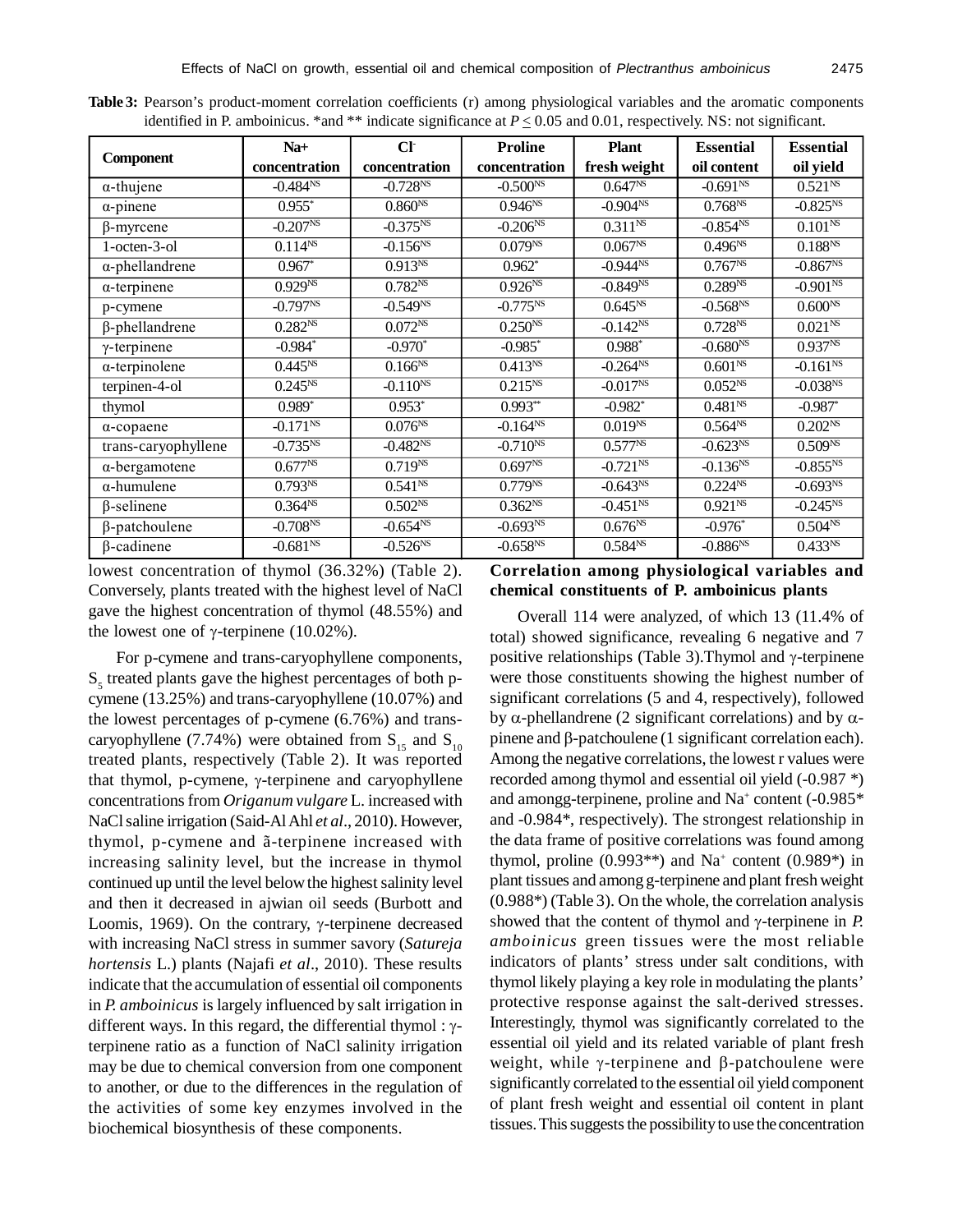**Table 3:** Pearson's product-moment correlation coefficients (r) among physiological variables and the aromatic components identified in P. amboinicus. *and ** indicate significance at $P \leq 0.05$ and 0.01, respectively. NS: not significant.

| Component | Na+ concentration | $Cl^-$ concentration | Proline concentration | Plant fresh weight | Essential oil content | Essential oil yield |
|---|---|---|---|---|---|---|
| α-thujene | -0.484$^{NS}$ | -0.728$^{NS}$ | -0.500$^{NS}$ | 0.647$^{NS}$ | -0.691$^{NS}$ | 0.521$^{NS}$ |
| α-pinene | 0.955$^{*}$ | 0.860$^{NS}$ | 0.946$^{NS}$ | -0.904$^{NS}$ | 0.768$^{NS}$ | -0.825$^{NS}$ |
| β-myrcene | -0.207$^{NS}$ | -0.375$^{NS}$ | -0.206$^{NS}$ | 0.311$^{NS}$ | -0.854$^{NS}$ | 0.101$^{NS}$ |
| 1-octen-3-ol | 0.114$^{NS}$ | -0.156$^{NS}$ | 0.079$^{NS}$ | 0.067$^{NS}$ | 0.496$^{NS}$ | 0.188$^{NS}$ |
| α-phellandrene | 0.967$^{*}$ | 0.913$^{NS}$ | 0.962$^{*}$ | -0.944$^{NS}$ | 0.767$^{NS}$ | -0.867$^{NS}$ |
| α-terpinene | 0.929$^{NS}$ | 0.782$^{NS}$ | 0.926$^{NS}$ | -0.849$^{NS}$ | 0.289$^{NS}$ | -0.901$^{NS}$ |
| p-cymene | -0.797$^{NS}$ | -0.549$^{NS}$ | -0.775$^{NS}$ | 0.645$^{NS}$ | -0.568$^{NS}$ | 0.600$^{NS}$ |
| β-phellandrene | 0.282$^{NS}$ | 0.072$^{NS}$ | 0.250$^{NS}$ | -0.142$^{NS}$ | 0.728$^{NS}$ | 0.021$^{NS}$ |
| γ-terpinene | -0.984$^{*}$ | -0.970$^{*}$ | -0.985$^{*}$ | 0.988$^{*}$ | -0.680$^{NS}$ | 0.937$^{NS}$ |
| α-terpinolene | 0.445$^{NS}$ | 0.166$^{NS}$ | 0.413$^{NS}$ | -0.264$^{NS}$ | 0.601$^{NS}$ | -0.161$^{NS}$ |
| terpinen-4-ol | 0.245$^{NS}$ | -0.110$^{NS}$ | 0.215$^{NS}$ | -0.017$^{NS}$ | 0.052$^{NS}$ | -0.038$^{NS}$ |
| thymol | 0.989$^{*}$ | 0.953$^{*}$ | 0.993$^{**}$ | -0.982$^{*}$ | 0.481$^{NS}$ | -0.987$^{*}$ |
| α-copaene | -0.171$^{NS}$ | 0.076$^{NS}$ | -0.164$^{NS}$ | 0.019$^{NS}$ | 0.564$^{NS}$ | 0.202$^{NS}$ |
| trans-caryophyllene | -0.735$^{NS}$ | -0.482$^{NS}$ | -0.710$^{NS}$ | 0.577$^{NS}$ | -0.623$^{NS}$ | 0.509$^{NS}$ |
| α-bergamotene | 0.677$^{NS}$ | 0.719$^{NS}$ | 0.697$^{NS}$ | -0.721$^{NS}$ | -0.136$^{NS}$ | -0.855$^{NS}$ |
| α-humulene | 0.793$^{NS}$ | 0.541$^{NS}$ | 0.779$^{NS}$ | -0.643$^{NS}$ | 0.224$^{NS}$ | -0.693$^{NS}$ |
| β-selinene | 0.364$^{NS}$ | 0.502$^{NS}$ | 0.362$^{NS}$ | -0.451$^{NS}$ | 0.921$^{NS}$ | -0.245$^{NS}$ |
| β-patchoulene | -0.708$^{NS}$ | -0.654$^{NS}$ | -0.693$^{NS}$ | 0.676$^{NS}$ | -0.976$^{*}$ | 0.504$^{NS}$ |
| β-cadinene | -0.681$^{NS}$ | -0.526$^{NS}$ | -0.658$^{NS}$ | 0.584$^{NS}$ | -0.886$^{NS}$ | 0.433$^{NS}$ |

lowest concentration of thymol (36.32%) (Table 2). Conversely, plants treated with the highest level of NaCl gave the highest concentration of thymol (48.55%) and the lowest one of γ-terpinene (10.02%).

For p-cymene and trans-caryophyllene components, $S_5$ treated plants gave the highest percentages of both p-cymene (13.25%) and trans-caryophyllene (10.07%) and the lowest percentages of p-cymene (6.76%) and trans-caryophyllene (7.74%) were obtained from $S_{15}$ and $S_{10}$ treated plants, respectively (Table 2). It was reported that thymol, p-cymene, γ-terpinene and caryophyllene concentrations from *Origanum vulgare* L. increased with NaCl saline irrigation (Said-Al Ahl *et al*., 2010). However, thymol, p-cymene and ã-terpinene increased with increasing salinity level, but the increase in thymol continued up until the level below the highest salinity level and then it decreased in ajwian oil seeds (Burbott and Loomis, 1969). On the contrary, γ-terpinene decreased with increasing NaCl stress in summer savory (*Satureja hortensis* L.) plants (Najafi *et al*., 2010). These results indicate that the accumulation of essential oil components in *P. amboinicus* is largely influenced by salt irrigation in different ways. In this regard, the differential thymol : γ-terpinene ratio as a function of NaCl salinity irrigation may be due to chemical conversion from one component to another, or due to the differences in the regulation of the activities of some key enzymes involved in the biochemical biosynthesis of these components.

## Correlation among physiological variables and chemical constituents of P. amboinicus plants

Overall 114 were analyzed, of which 13 (11.4% of total) showed significance, revealing 6 negative and 7 positive relationships (Table 3).Thymol and γ-terpinene were those constituents showing the highest number of significant correlations (5 and 4, respectively), followed by α-phellandrene (2 significant correlations) and by α-pinene and β-patchoulene (1 significant correlation each). Among the negative correlations, the lowest r values were recorded among thymol and essential oil yield (-0.987 *) and amongg-terpinene, proline and $Na^+$ content (-0.985* and -0.984*, respectively). The strongest relationship in the data frame of positive correlations was found among thymol, proline (0.993**) and $Na^+$ content (0.989*) in plant tissues and among g-terpinene and plant fresh weight (0.988*) (Table 3). On the whole, the correlation analysis showed that the content of thymol and γ-terpinene in *P. amboinicus* green tissues were the most reliable indicators of plants' stress under salt conditions, with thymol likely playing a key role in modulating the plants' protective response against the salt-derived stresses. Interestingly, thymol was significantly correlated to the essential oil yield and its related variable of plant fresh weight, while γ-terpinene and β-patchoulene were significantly correlated to the essential oil yield component of plant fresh weight and essential oil content in plant tissues. This suggests the possibility to use the concentration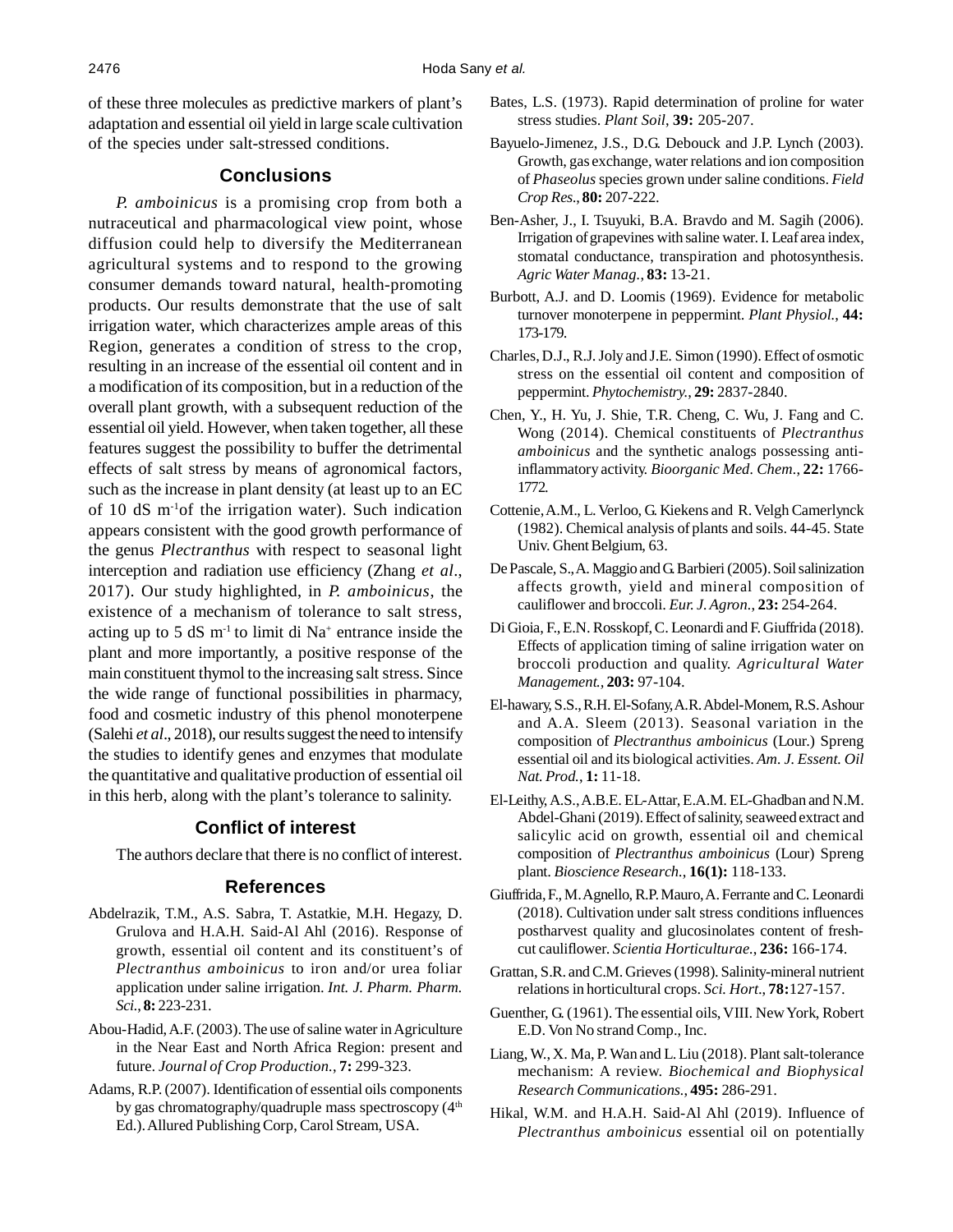of these three molecules as predictive markers of plant's adaptation and essential oil yield in large scale cultivation of the species under salt-stressed conditions.

## Conclusions

*P. amboinicus* is a promising crop from both a nutraceutical and pharmacological view point, whose diffusion could help to diversify the Mediterranean agricultural systems and to respond to the growing consumer demands toward natural, health-promoting products. Our results demonstrate that the use of salt irrigation water, which characterizes ample areas of this Region, generates a condition of stress to the crop, resulting in an increase of the essential oil content and in a modification of its composition, but in a reduction of the overall plant growth, with a subsequent reduction of the essential oil yield. However, when taken together, all these features suggest the possibility to buffer the detrimental effects of salt stress by means of agronomical factors, such as the increase in plant density (at least up to an EC of 10 dS $m^{-1}$of the irrigation water). Such indication appears consistent with the good growth performance of the genus *Plectranthus* with respect to seasonal light interception and radiation use efficiency (Zhang *et al*., 2017). Our study highlighted, in *P. amboinicus*, the existence of a mechanism of tolerance to salt stress, acting up to 5 dS $m^{-1}$ to limit di $Na^+$ entrance inside the plant and more importantly, a positive response of the main constituent thymol to the increasing salt stress. Since the wide range of functional possibilities in pharmacy, food and cosmetic industry of this phenol monoterpene (Salehi *et al*., 2018), our results suggest the need to intensify the studies to identify genes and enzymes that modulate the quantitative and qualitative production of essential oil in this herb, along with the plant's tolerance to salinity.

## Conflict of interest

The authors declare that there is no conflict of interest.

## References

Abdelrazik, T.M., A.S. Sabra, T. Astatkie, M.H. Hegazy, D. Grulova and H.A.H. Said-Al Ahl (2016). Response of growth, essential oil content and its constituent's of *Plectranthus amboinicus* to iron and/or urea foliar application under saline irrigation. *Int. J. Pharm. Pharm. Sci.*, **8:** 223-231.

Abou-Hadid, A.F. (2003). The use of saline water in Agriculture in the Near East and North Africa Region: present and future. *Journal of Crop Production.*, **7:** 299-323.

Adams, R.P. (2007). Identification of essential oils components by gas chromatography/quadruple mass spectroscopy (4th Ed.). Allured Publishing Corp, Carol Stream, USA.

Bates, L.S. (1973). Rapid determination of proline for water stress studies. *Plant Soil*, **39:** 205-207.

Bayuelo-Jimenez, J.S., D.G. Debouck and J.P. Lynch (2003). Growth, gas exchange, water relations and ion composition of *Phaseolus* species grown under saline conditions. *Field Crop Res.*, **80:** 207-222.

Ben-Asher, J., I. Tsuyuki, B.A. Bravdo and M. Sagih (2006). Irrigation of grapevines with saline water. I. Leaf area index, stomatal conductance, transpiration and photosynthesis. *Agric Water Manag.*, **83:** 13-21.

Burbott, A.J. and D. Loomis (1969). Evidence for metabolic turnover monoterpene in peppermint. *Plant Physiol.*, **44:** 173-179.

Charles, D.J., R.J. Joly and J.E. Simon (1990). Effect of osmotic stress on the essential oil content and composition of peppermint. *Phytochemistry.*, **29:** 2837-2840.

Chen, Y., H. Yu, J. Shie, T.R. Cheng, C. Wu, J. Fang and C. Wong (2014). Chemical constituents of *Plectranthus amboinicus* and the synthetic analogs possessing anti-inflammatory activity. *Bioorganic Med. Chem.*, **22:** 1766-1772.

Cottenie, A.M., L. Verloo, G. Kiekens and R. Velgh Camerlynck (1982). Chemical analysis of plants and soils. 44-45. State Univ. Ghent Belgium, 63.

De Pascale, S., A. Maggio and G. Barbieri (2005). Soil salinization affects growth, yield and mineral composition of cauliflower and broccoli. *Eur. J. Agron.*, **23:** 254-264.

Di Gioia, F., E.N. Rosskopf, C. Leonardi and F. Giuffrida (2018). Effects of application timing of saline irrigation water on broccoli production and quality. *Agricultural Water Management.*, **203:** 97-104.

El-hawary, S.S., R.H. El-Sofany, A.R. Abdel-Monem, R.S. Ashour and A.A. Sleem (2013). Seasonal variation in the composition of *Plectranthus amboinicus* (Lour.) Spreng essential oil and its biological activities. *Am. J. Essent. Oil Nat. Prod.*, **1:** 11-18.

El-Leithy, A.S., A.B.E. EL-Attar, E.A.M. EL-Ghadban and N.M. Abdel-Ghani (2019). Effect of salinity, seaweed extract and salicylic acid on growth, essential oil and chemical composition of *Plectranthus amboinicus* (Lour) Spreng plant. *Bioscience Research.*, **16(1):** 118-133.

Giuffrida, F., M. Agnello, R.P. Mauro, A. Ferrante and C. Leonardi (2018). Cultivation under salt stress conditions influences postharvest quality and glucosinolates content of fresh-cut cauliflower. *Scientia Horticulturae.*, **236:** 166-174.

Grattan, S.R. and C.M. Grieves (1998). Salinity-mineral nutrient relations in horticultural crops. *Sci. Hort.*, **78:**127-157.

Guenther, G. (1961). The essential oils, VIII. New York, Robert E.D. Von No strand Comp., Inc.

Liang, W., X. Ma, P. Wan and L. Liu (2018). Plant salt-tolerance mechanism: A review. *Biochemical and Biophysical Research Communications.*, **495:** 286-291.

Hikal, W.M. and H.A.H. Said-Al Ahl (2019). Influence of *Plectranthus amboinicus* essential oil on potentially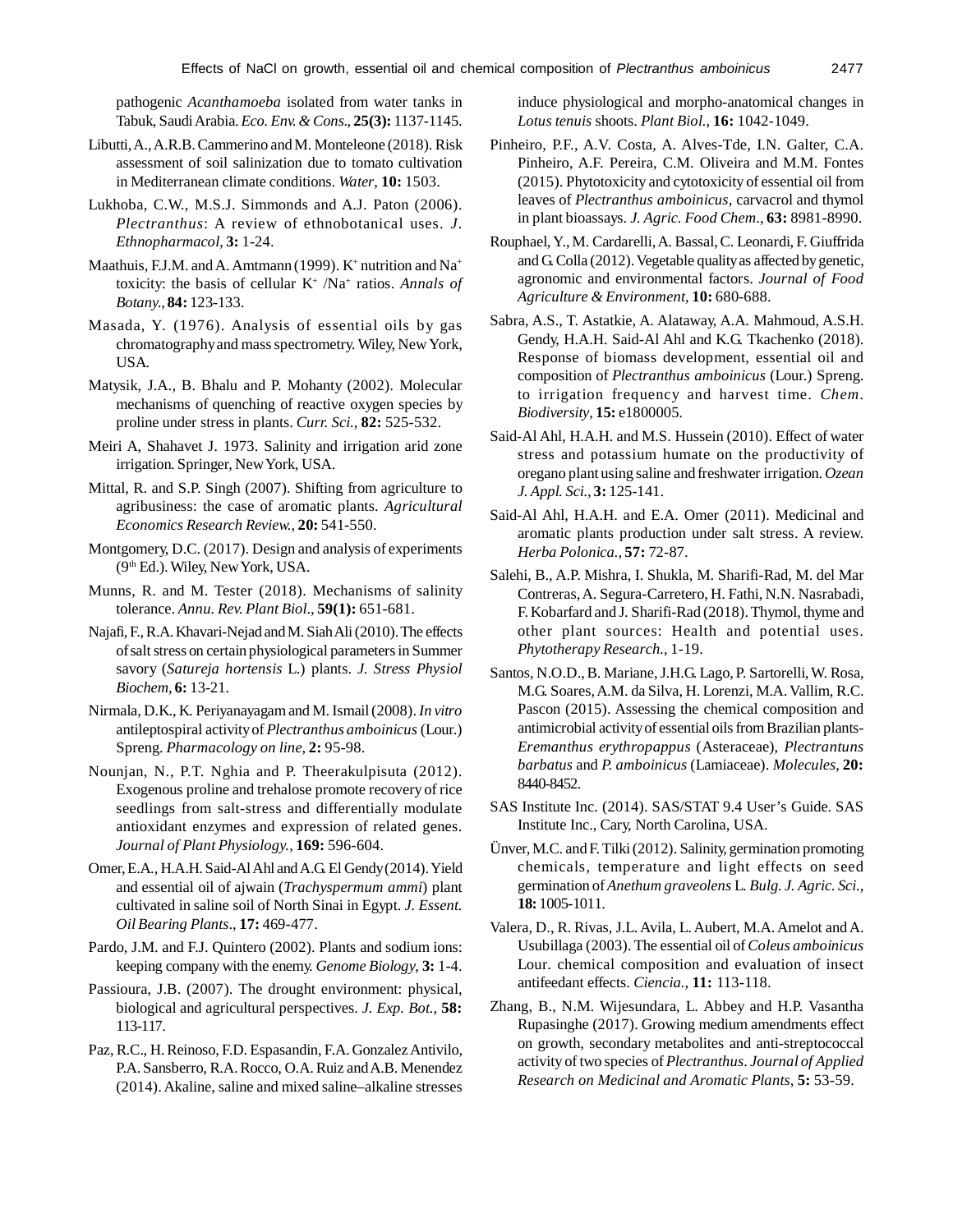pathogenic *Acanthamoeba* isolated from water tanks in Tabuk, Saudi Arabia. *Eco. Env. & Cons*., **25(3):** 1137-1145.

Libutti, A., A.R.B. Cammerino and M. Monteleone (2018). Risk assessment of soil salinization due to tomato cultivation in Mediterranean climate conditions. *Water*, **10:** 1503.

Lukhoba, C.W., M.S.J. Simmonds and A.J. Paton (2006). *Plectranthus*: A review of ethnobotanical uses. *J. Ethnopharmacol*, **3:** 1-24.

Maathuis, F.J.M. and A. Amtmann (1999). $K^+$ nutrition and $Na^+$ toxicity: the basis of cellular $K^+$ /$Na^+$ ratios. *Annals of Botany.*, **84:** 123-133.

Masada, Y. (1976). Analysis of essential oils by gas chromatography and mass spectrometry. Wiley, New York, USA.

Matysik, J.A., B. Bhalu and P. Mohanty (2002). Molecular mechanisms of quenching of reactive oxygen species by proline under stress in plants. *Curr. Sci.*, **82:** 525-532.

Meiri A, Shahavet J. 1973. Salinity and irrigation arid zone irrigation. Springer, New York, USA.

Mittal, R. and S.P. Singh (2007). Shifting from agriculture to agribusiness: the case of aromatic plants. *Agricultural Economics Research Review.*, **20:** 541-550.

Montgomery, D.C. (2017). Design and analysis of experiments (9th Ed.). Wiley, New York, USA.

Munns, R. and M. Tester (2018). Mechanisms of salinity tolerance. *Annu. Rev. Plant Biol*., **59(1):** 651-681.

Najafi, F., R.A. Khavari-Nejad and M. Siah Ali (2010). The effects of salt stress on certain physiological parameters in Summer savory (*Satureja hortensis* L.) plants. *J. Stress Physiol Biochem*, **6:** 13-21.

Nirmala, D.K., K. Periyanayagam and M. Ismail (2008). *In vitro* antileptospiral activity of *Plectranthus amboinicus* (Lour.) Spreng. *Pharmacology on line*, **2:** 95-98.

Nounjan, N., P.T. Nghia and P. Theerakulpisuta (2012). Exogenous proline and trehalose promote recovery of rice seedlings from salt-stress and differentially modulate antioxidant enzymes and expression of related genes. *Journal of Plant Physiology.*, **169:** 596-604.

Omer, E.A., H.A.H. Said-Al Ahl and A.G. El Gendy (2014). Yield and essential oil of ajwain (*Trachyspermum ammi*) plant cultivated in saline soil of North Sinai in Egypt. *J. Essent. Oil Bearing Plants*., **17:** 469-477.

Pardo, J.M. and F.J. Quintero (2002). Plants and sodium ions: keeping company with the enemy. *Genome Biology*, **3:** 1-4.

Passioura, J.B. (2007). The drought environment: physical, biological and agricultural perspectives. *J. Exp. Bot.*, **58:** 113-117.

Paz, R.C., H. Reinoso, F.D. Espasandin, F.A. Gonzalez Antivilo, P.A. Sansberro, R.A. Rocco, O.A. Ruiz and A.B. Menendez (2014). Akaline, saline and mixed saline–alkaline stresses induce physiological and morpho-anatomical changes in *Lotus tenuis* shoots. *Plant Biol.*, **16:** 1042-1049.

Pinheiro, P.F., A.V. Costa, A. Alves-Tde, I.N. Galter, C.A. Pinheiro, A.F. Pereira, C.M. Oliveira and M.M. Fontes (2015). Phytotoxicity and cytotoxicity of essential oil from leaves of *Plectranthus amboinicus*, carvacrol and thymol in plant bioassays. *J. Agric. Food Chem*., **63:** 8981-8990.

Rouphael, Y., M. Cardarelli, A. Bassal, C. Leonardi, F. Giuffrida and G. Colla (2012). Vegetable quality as affected by genetic, agronomic and environmental factors. *Journal of Food Agriculture & Environment*, **10:** 680-688.

Sabra, A.S., T. Astatkie, A. Alataway, A.A. Mahmoud, A.S.H. Gendy, H.A.H. Said-Al Ahl and K.G. Tkachenko (2018). Response of biomass development, essential oil and composition of *Plectranthus amboinicus* (Lour.) Spreng. to irrigation frequency and harvest time. *Chem. Biodiversity*, **15:** e1800005.

Said-Al Ahl, H.A.H. and M.S. Hussein (2010). Effect of water stress and potassium humate on the productivity of oregano plant using saline and freshwater irrigation. *Ozean J. Appl. Sci.,* **3:** 125-141.

Said-Al Ahl, H.A.H. and E.A. Omer (2011). Medicinal and aromatic plants production under salt stress. A review. *Herba Polonica.,* **57:** 72-87.

Salehi, B., A.P. Mishra, I. Shukla, M. Sharifi-Rad, M. del Mar Contreras, A. Segura-Carretero, H. Fathi, N.N. Nasrabadi, F. Kobarfard and J. Sharifi-Rad (2018). Thymol, thyme and other plant sources: Health and potential uses. *Phytotherapy Research*., 1-19.

Santos, N.O.D., B. Mariane, J.H.G. Lago, P. Sartorelli, W. Rosa, M.G. Soares, A.M. da Silva, H. Lorenzi, M.A. Vallim, R.C. Pascon (2015). Assessing the chemical composition and antimicrobial activity of essential oils from Brazilian plants-*Eremanthus erythropappus* (Asteraceae), *Plectrantuns barbatus* and *P. amboinicus* (Lamiaceae). *Molecules*, **20:** 8440-8452.

SAS Institute Inc. (2014). SAS/STAT 9.4 User's Guide. SAS Institute Inc., Cary, North Carolina, USA.

Ünver, M.C. and F. Tilki (2012). Salinity, germination promoting chemicals, temperature and light effects on seed germination of *Anethum graveolens* L. *Bulg. J. Agric. Sci.*, **18:** 1005-1011.

Valera, D., R. Rivas, J.L. Avila, L. Aubert, M.A. Amelot and A. Usubillaga (2003). The essential oil of *Coleus amboinicus* Lour. chemical composition and evaluation of insect antifeedant effects. *Ciencia.*, **11:** 113-118.

Zhang, B., N.M. Wijesundara, L. Abbey and H.P. Vasantha Rupasinghe (2017). Growing medium amendments effect on growth, secondary metabolites and anti-streptococcal activity of two species of *Plectranthus*. *Journal of Applied Research on Medicinal and Aromatic Plants*, **5:** 53-59.